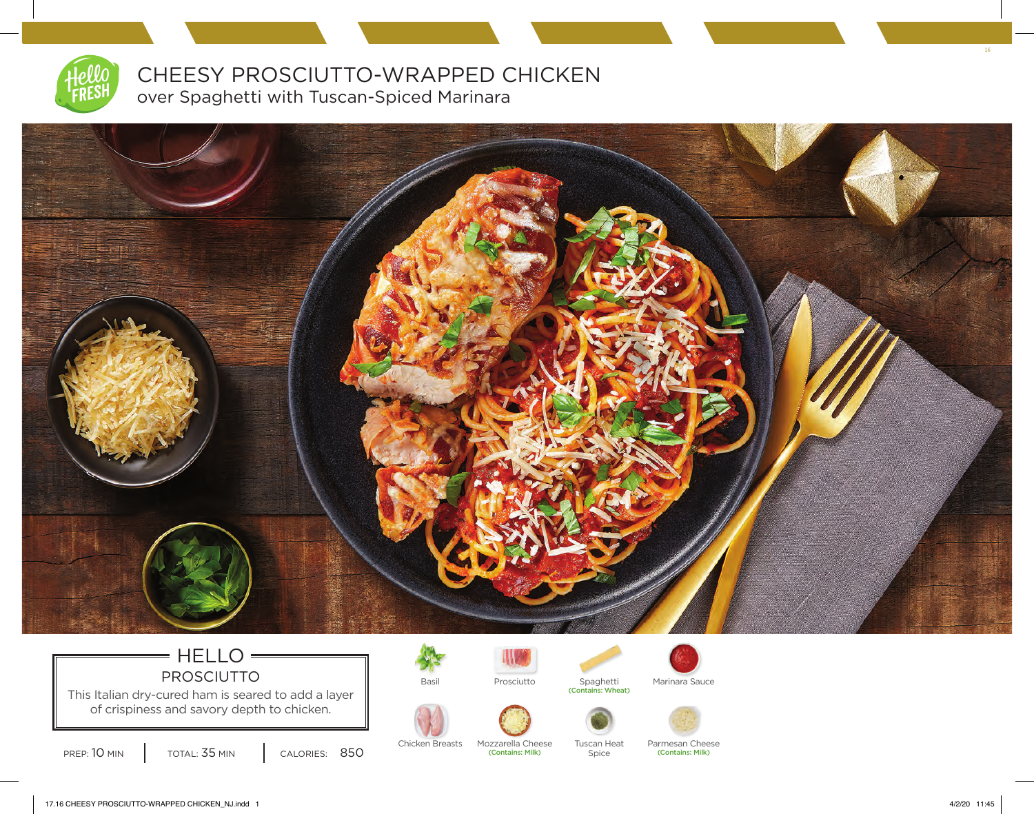# CHEESY PROSCIUTTO-WRAPPED CHICKEN

## over Spaghetti with Tuscan-Spiced Marinara

### HELLO PROSCIUTTO

This Italian dry-cured ham is seared to add a layer of crispiness and savory depth to chicken.

PREP: 10 MIN | TOTAL: 35 MIN | CALORIES: 850

- Basil
- Prosciutto
- Spaghetti (Contains: Wheat)
- Marinara Sauce
- Chicken Breasts
- Mozzarella Cheese (Contains: Milk)
- Tuscan Heat Spice
- Parmesan Cheese (Contains: Milk)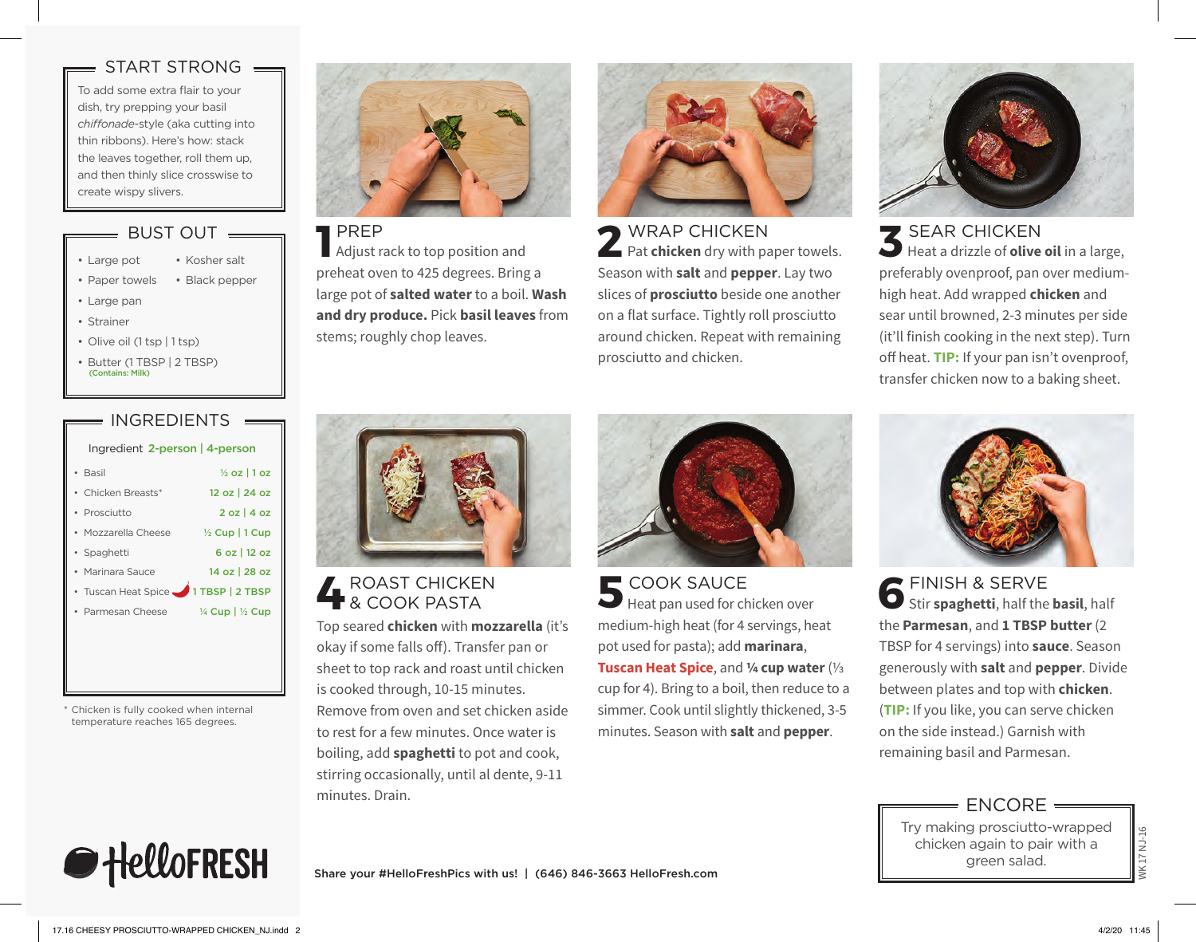## START STRONG

To add some extra flair to your dish, try prepping your basil *chiffonade*-style (aka cutting into thin ribbons). Here's how: stack the leaves together, roll them up, and then thinly slice crosswise to create wispy slivers.

## BUST OUT

- Large pot
- Paper towels
- Large pan
- Strainer
- Olive oil (1 tsp | 1 tsp)
- Butter (1 TBSP | 2 TBSP) (Contains: Milk)
- Kosher salt
- Black pepper

## INGREDIENTS

| Ingredient | 2-person \| 4-person |
| --- | --- |
| Basil | ½ oz \| 1 oz |
| Chicken Breasts* | 12 oz \| 24 oz |
| Prosciutto | 2 oz \| 4 oz |
| Mozzarella Cheese | ½ Cup \| 1 Cup |
| Spaghetti | 6 oz \| 12 oz |
| Marinara Sauce | 14 oz \| 28 oz |
| Tuscan Heat Spice | 1 TBSP \| 2 TBSP |
| Parmesan Cheese | ¼ Cup \| ½ Cup |

\* Chicken is fully cooked when internal temperature reaches 165 degrees.

## 1 PREP

Adjust rack to top position and preheat oven to 425 degrees. Bring a large pot of **salted water** to a boil. **Wash and dry produce.** Pick **basil leaves** from stems; roughly chop leaves.

## 2 WRAP CHICKEN

Pat **chicken** dry with paper towels. Season with **salt** and **pepper**. Lay two slices of **prosciutto** beside one another on a flat surface. Tightly roll prosciutto around chicken. Repeat with remaining prosciutto and chicken.

## 3 SEAR CHICKEN

Heat a drizzle of **olive oil** in a large, preferably ovenproof, pan over medium-high heat. Add wrapped **chicken** and sear until browned, 2-3 minutes per side (it'll finish cooking in the next step). Turn off heat. **TIP:** If your pan isn't ovenproof, transfer chicken now to a baking sheet.

## 4 ROAST CHICKEN & COOK PASTA

Top seared **chicken** with **mozzarella** (it's okay if some falls off). Transfer pan or sheet to top rack and roast until chicken is cooked through, 10-15 minutes. Remove from oven and set chicken aside to rest for a few minutes. Once water is boiling, add **spaghetti** to pot and cook, stirring occasionally, until al dente, 9-11 minutes. Drain.

## 5 COOK SAUCE

Heat pan used for chicken over medium-high heat (for 4 servings, heat pot used for pasta); add **marinara**, **Tuscan Heat Spice**, and **¼ cup water** (⅓ cup for 4). Bring to a boil, then reduce to a simmer. Cook until slightly thickened, 3-5 minutes. Season with **salt** and **pepper**.

## 6 FINISH & SERVE

Stir **spaghetti**, half the **basil**, half the **Parmesan**, and **1 TBSP butter** (2 TBSP for 4 servings) into **sauce**. Season generously with **salt** and **pepper**. Divide between plates and top with **chicken**. (**TIP:** If you like, you can serve chicken on the side instead.) Garnish with remaining basil and Parmesan.

## ENCORE

Try making prosciutto-wrapped chicken again to pair with a green salad.

HelloFRESH

Share your #HelloFreshPics with us! | (646) 846-3663 HelloFresh.com

WK 17 NJ-16